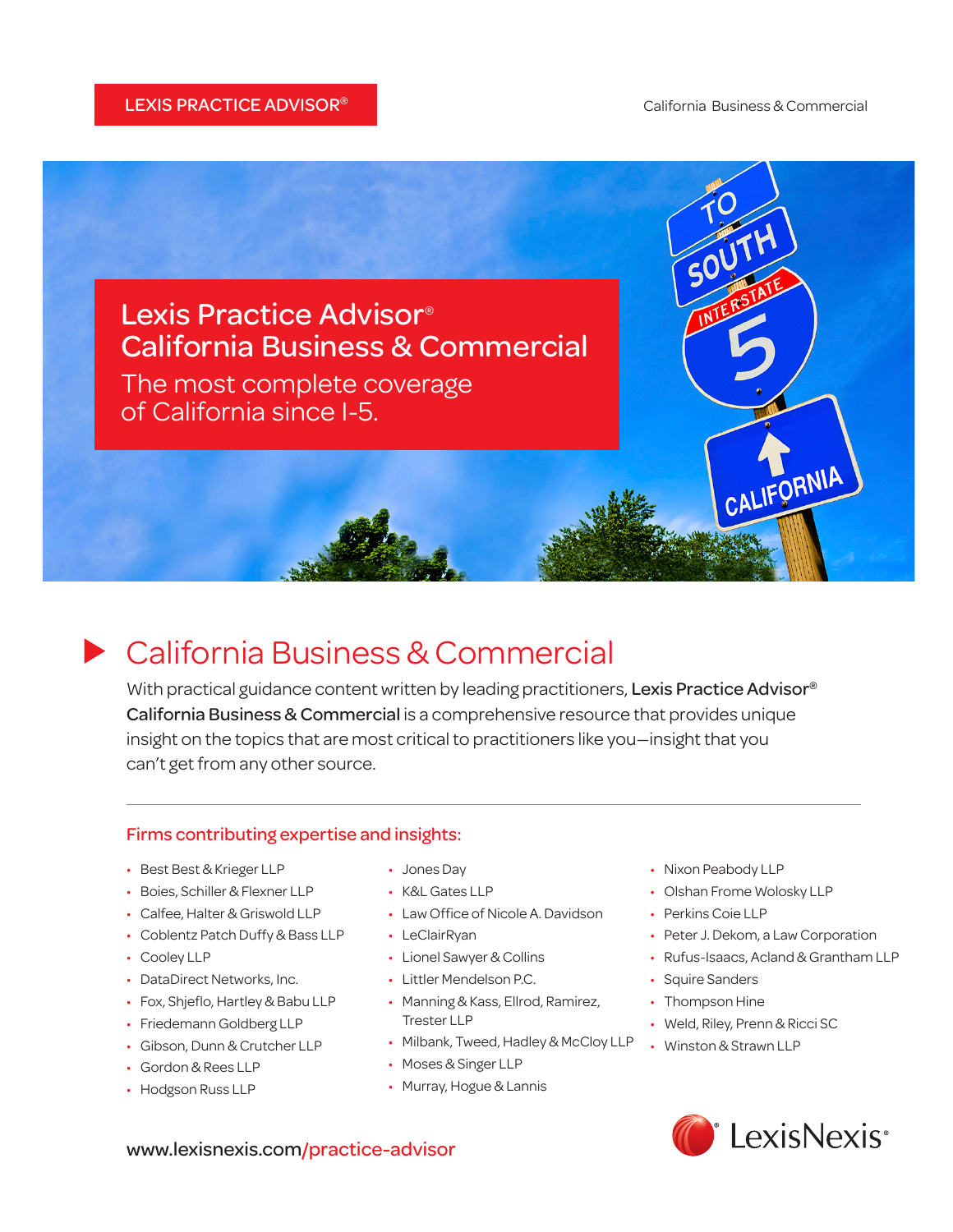LEXIS PRACTICE ADVISOR®

# Lexis Practice Advisor® California Business & Commercial

The most complete coverage of California since I-5.

## California Business & Commercial

With practical guidance content written by leading practitioners, **Lexis Practice Advisor® California Business & Commercial** is a comprehensive resource that provides unique insight on the topics that are most critical to practitioners like you—insight that you can't get from any other source.

### Firms contributing expertise and insights:

- Best Best & Krieger LLP
- Boies, Schiller & Flexner LLP
- Calfee, Halter & Griswold LLP
- Coblentz Patch Duffy & Bass LLP
- Cooley LLP
- DataDirect Networks, Inc.
- Fox, Shjeflo, Hartley & Babu LLP
- Friedemann Goldberg LLP
- Gibson, Dunn & Crutcher LLP
- Gordon & Rees LLP
- Hodgson Russ LLP
- Jones Day
- K&L Gates LLP
- Law Office of Nicole A. Davidson
- LeClairRyan
- Lionel Sawyer & Collins
- Littler Mendelson P.C.
- Manning & Kass, Ellrod, Ramirez, Trester LLP
- Milbank, Tweed, Hadley & McCloy LLP
- Moses & Singer LLP
- Murray, Hogue & Lannis
- Nixon Peabody LLP
- Olshan Frome Wolosky LLP
- Perkins Coie LLP
- Peter J. Dekom, a Law Corporation
- Rufus-Isaacs, Acland & Grantham LLP
- Squire Sanders
- Thompson Hine
- Weld, Riley, Prenn & Ricci SC
- Winston & Strawn LLP

www.lexisnexis.com/practice-advisor

LexisNexis®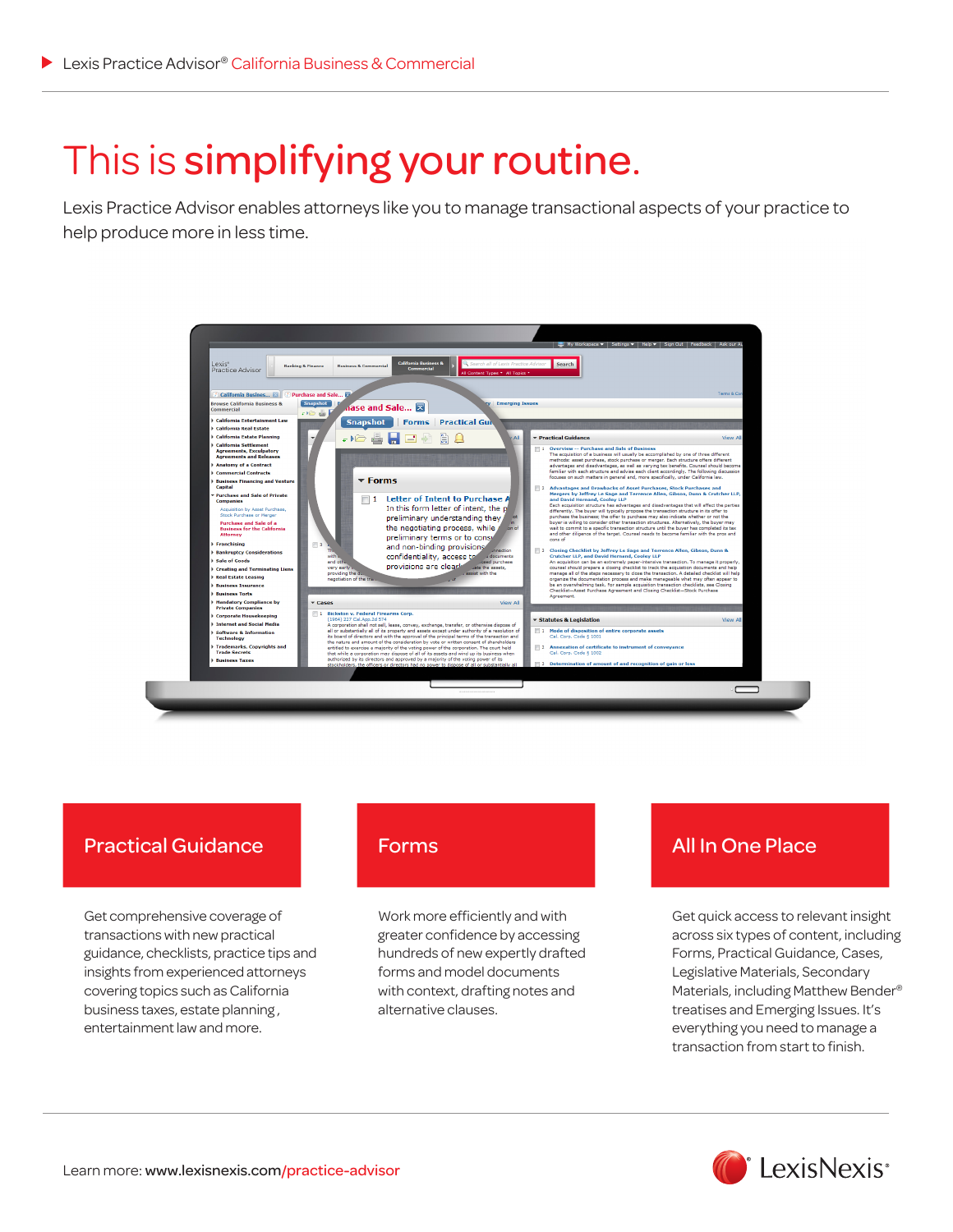Lexis Practice Advisor® California Business & Commercial

# This is simplifying your routine.

Lexis Practice Advisor enables attorneys like you to manage transactional aspects of your practice to help produce more in less time.

## Practical Guidance

Get comprehensive coverage of transactions with new practical guidance, checklists, practice tips and insights from experienced attorneys covering topics such as California business taxes, estate planning , entertainment law and more.

## Forms

Work more efficiently and with greater confidence by accessing hundreds of new expertly drafted forms and model documents with context, drafting notes and alternative clauses.

## All In One Place

Get quick access to relevant insight across six types of content, including Forms, Practical Guidance, Cases, Legislative Materials, Secondary Materials, including Matthew Bender® treatises and Emerging Issues. It's everything you need to manage a transaction from start to finish.

Learn more: www.lexisnexis.com/practice-advisor

LexisNexis®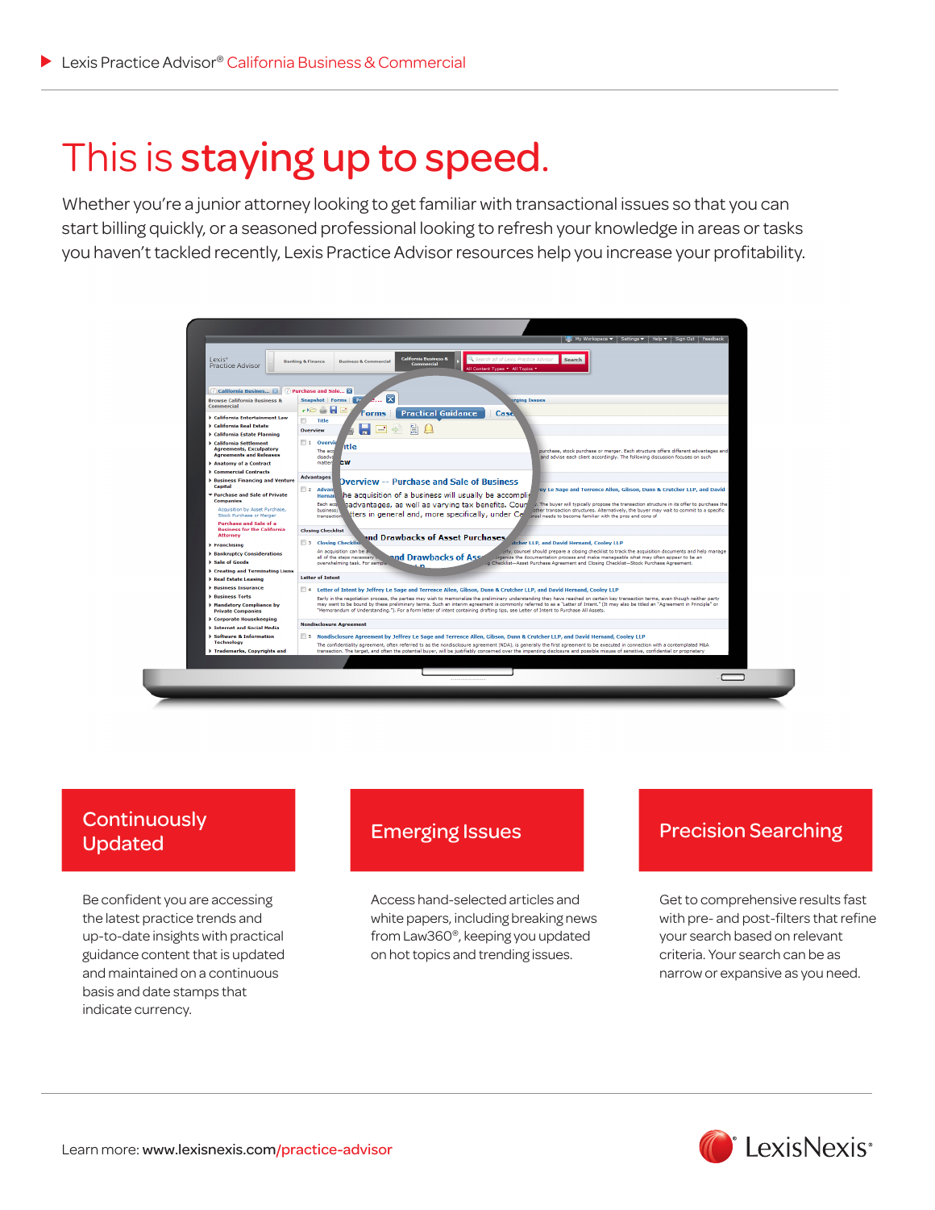▶ Lexis Practice Advisor® California Business & Commercial

# This is staying up to speed.

Whether you're a junior attorney looking to get familiar with transactional issues so that you can start billing quickly, or a seasoned professional looking to refresh your knowledge in areas or tasks you haven't tackled recently, Lexis Practice Advisor resources help you increase your profitability.

## Continuously Updated

Be confident you are accessing the latest practice trends and up-to-date insights with practical guidance content that is updated and maintained on a continuous basis and date stamps that indicate currency.

## Emerging Issues

Access hand-selected articles and white papers, including breaking news from Law360®, keeping you updated on hot topics and trending issues.

## Precision Searching

Get to comprehensive results fast with pre- and post-filters that refine your search based on relevant criteria. Your search can be as narrow or expansive as you need.

Learn more: www.lexisnexis.com/practice-advisor

LexisNexis®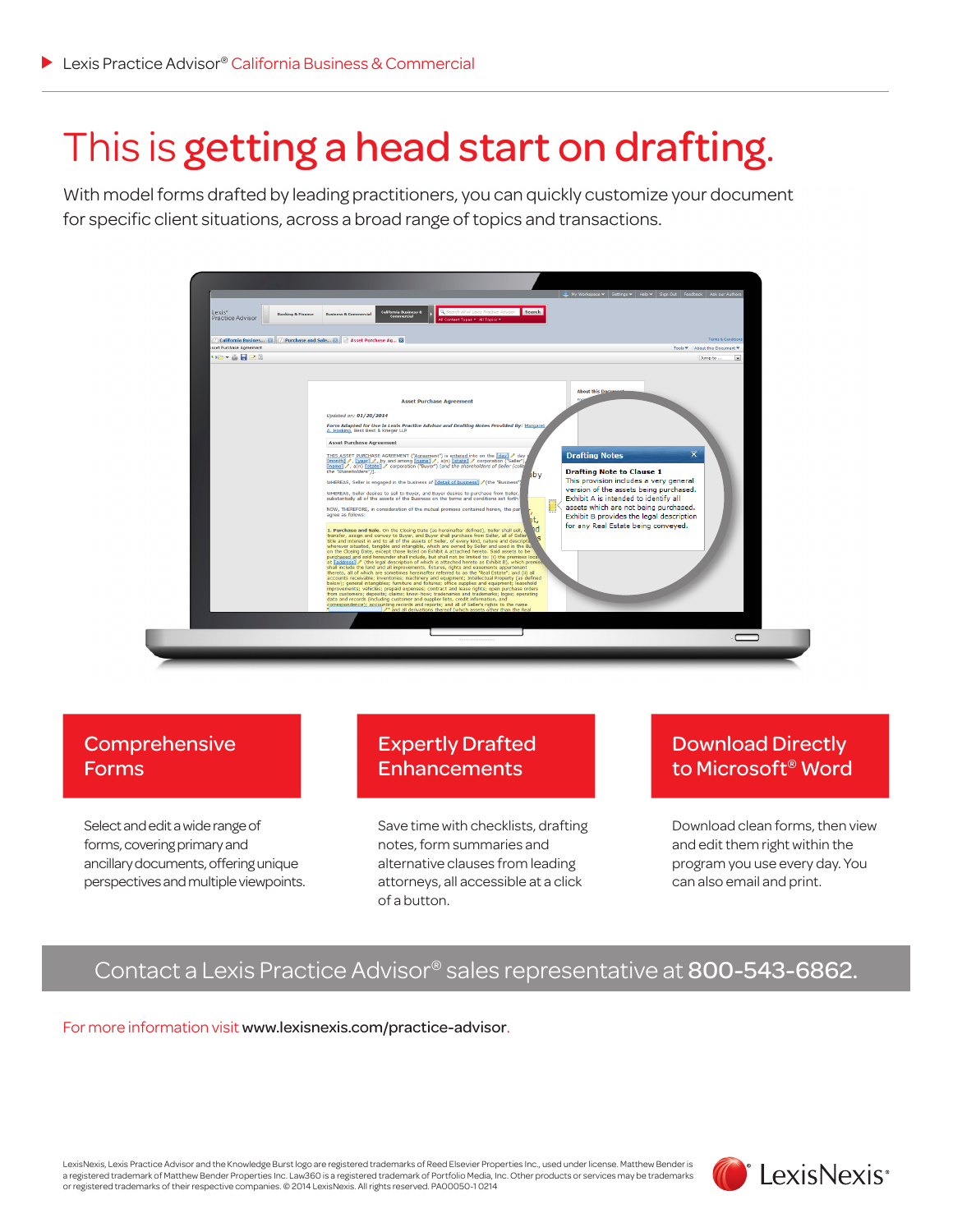Lexis Practice Advisor® California Business & Commercial

# This is getting a head start on drafting.

With model forms drafted by leading practitioners, you can quickly customize your document for specific client situations, across a broad range of topics and transactions.

## Comprehensive Forms

Select and edit a wide range of forms, covering primary and ancillary documents, offering unique perspectives and multiple viewpoints.

## Expertly Drafted Enhancements

Save time with checklists, drafting notes, form summaries and alternative clauses from leading attorneys, all accessible at a click of a button.

## Download Directly to Microsoft® Word

Download clean forms, then view and edit them right within the program you use every day. You can also email and print.

**Contact a Lexis Practice Advisor® sales representative at 800-543-6862.**

For more information visit **www.lexisnexis.com/practice-advisor**.

LexisNexis, Lexis Practice Advisor and the Knowledge Burst logo are registered trademarks of Reed Elsevier Properties Inc., used under license. Matthew Bender is a registered trademark of Matthew Bender Properties Inc. Law360 is a registered trademark of Portfolio Media, Inc. Other products or services may be trademarks or registered trademarks of their respective companies. © 2014 LexisNexis. All rights reserved. PA00050-1 0214

LexisNexis®